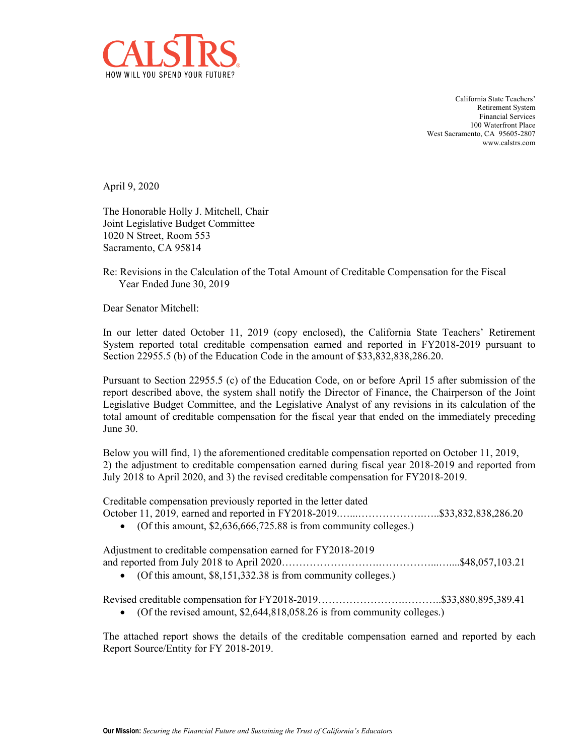CALSTRS
HOW WILL YOU SPEND YOUR FUTURE?

California State Teachers'
Retirement System
Financial Services
100 Waterfront Place
West Sacramento, CA 95605-2807
www.calstrs.com

April 9, 2020

The Honorable Holly J. Mitchell, Chair
Joint Legislative Budget Committee
1020 N Street, Room 553
Sacramento, CA 95814

Re: Revisions in the Calculation of the Total Amount of Creditable Compensation for the Fiscal Year Ended June 30, 2019

Dear Senator Mitchell:

In our letter dated October 11, 2019 (copy enclosed), the California State Teachers' Retirement System reported total creditable compensation earned and reported in FY2018-2019 pursuant to Section 22955.5 (b) of the Education Code in the amount of $33,832,838,286.20.

Pursuant to Section 22955.5 (c) of the Education Code, on or before April 15 after submission of the report described above, the system shall notify the Director of Finance, the Chairperson of the Joint Legislative Budget Committee, and the Legislative Analyst of any revisions in its calculation of the total amount of creditable compensation for the fiscal year that ended on the immediately preceding June 30.

Below you will find, 1) the aforementioned creditable compensation reported on October 11, 2019, 2) the adjustment to creditable compensation earned during fiscal year 2018-2019 and reported from July 2018 to April 2020, and 3) the revised creditable compensation for FY2018-2019.

Creditable compensation previously reported in the letter dated
October 11, 2019, earned and reported in FY2018-2019……..……………….…..$33,832,838,286.20

- (Of this amount, $2,636,666,725.88 is from community colleges.)

Adjustment to creditable compensation earned for FY2018-2019
and reported from July 2018 to April 2020……………………….……………...…....$48,057,103.21

- (Of this amount, $8,151,332.38 is from community colleges.)

Revised creditable compensation for FY2018-2019…………………….………..$33,880,895,389.41

- (Of the revised amount, $2,644,818,058.26 is from community colleges.)

The attached report shows the details of the creditable compensation earned and reported by each Report Source/Entity for FY 2018-2019.

**Our Mission:** *Securing the Financial Future and Sustaining the Trust of California's Educators*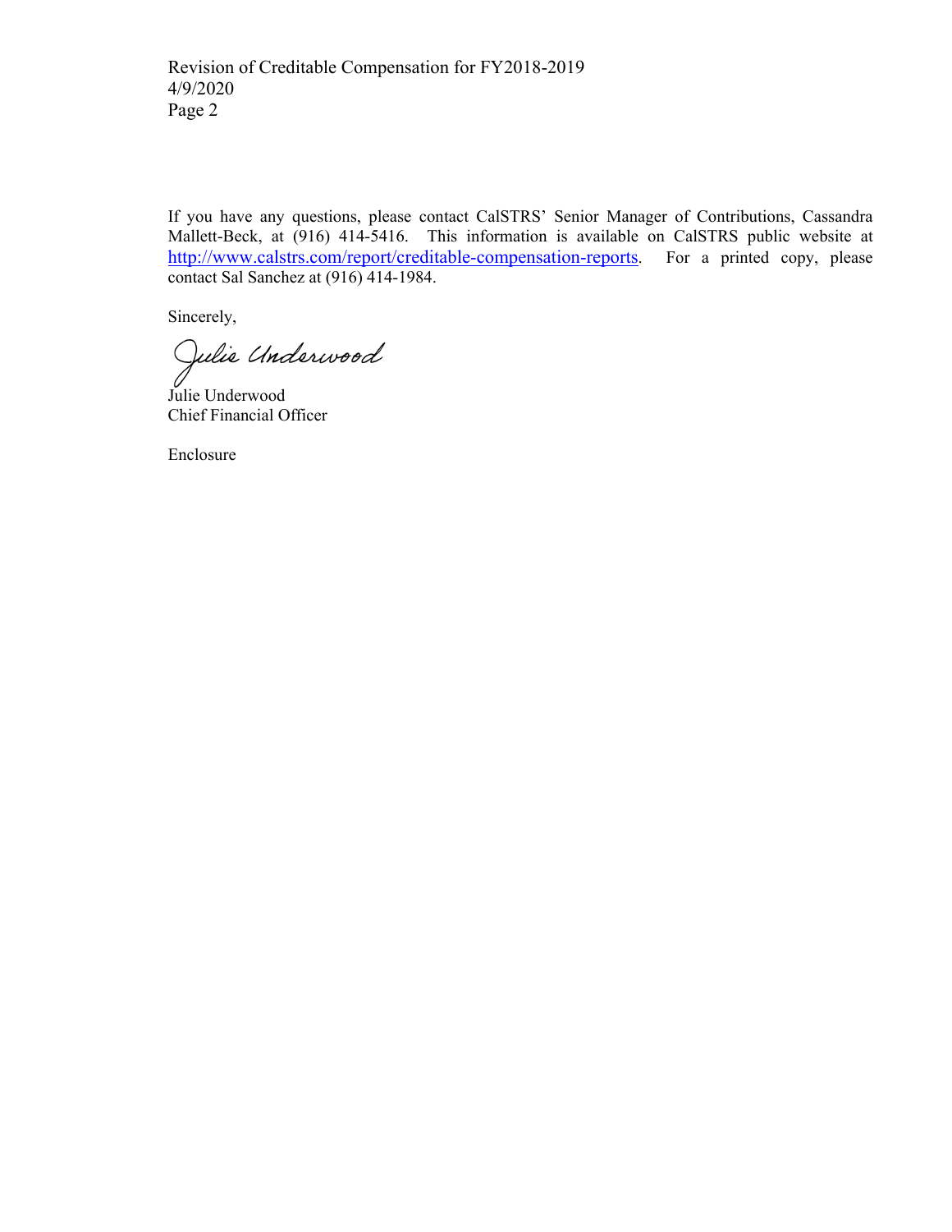If you have any questions, please contact CalSTRS' Senior Manager of Contributions, Cassandra Mallett-Beck, at (916) 414-5416. This information is available on CalSTRS public website at http://www.calstrs.com/report/creditable-compensation-reports. For a printed copy, please contact Sal Sanchez at (916) 414-1984.

Sincerely,

Julie Underwood

Julie Underwood
Chief Financial Officer

Enclosure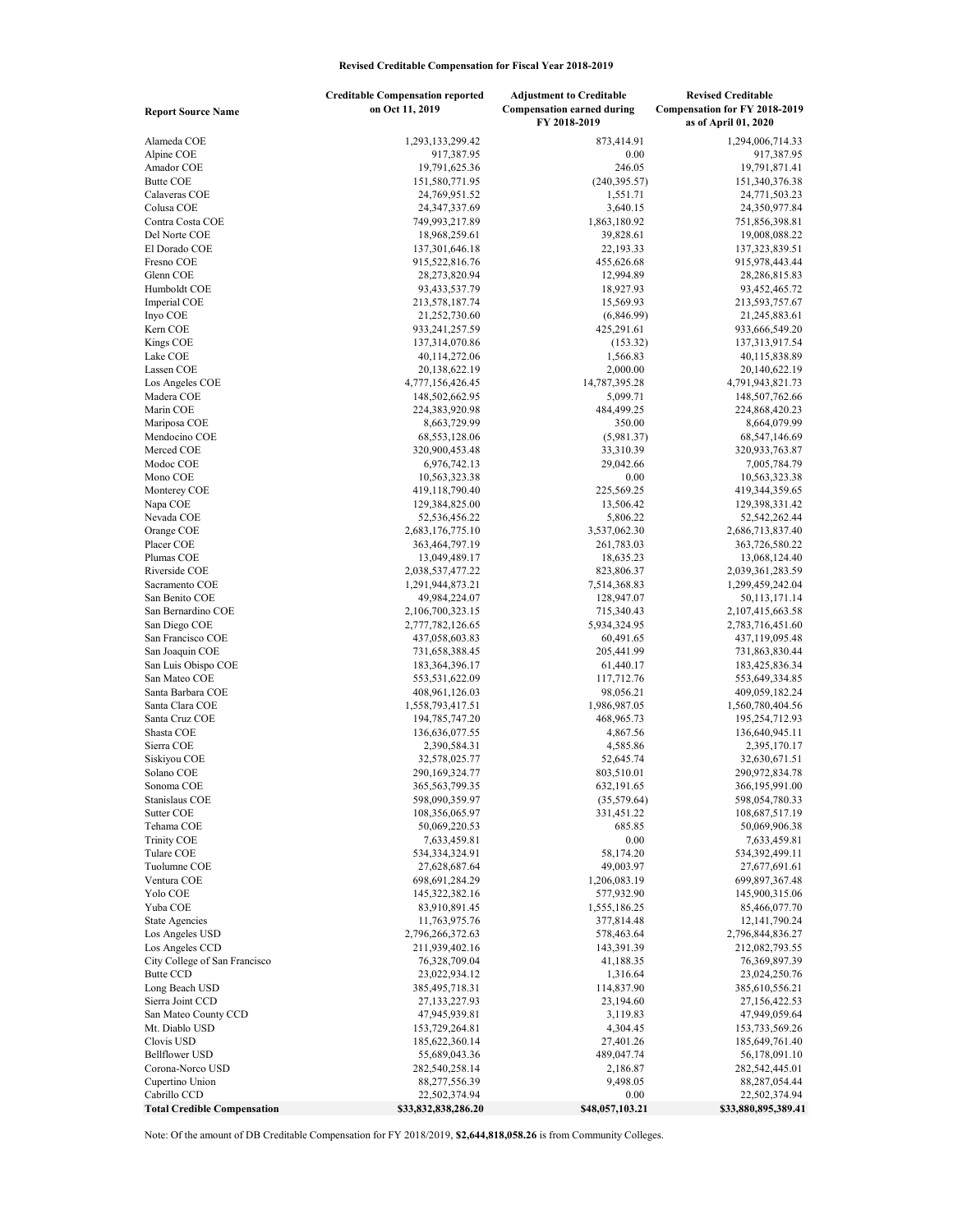# Revised Creditable Compensation for Fiscal Year 2018-2019

| Report Source Name | Creditable Compensation reported on Oct 11, 2019 | Adjustment to Creditable Compensation earned during FY 2018-2019 | Revised Creditable Compensation for FY 2018-2019 as of April 01, 2020 |
|---|---|---|---|
| Alameda COE | 1,293,133,299.42 | 873,414.91 | 1,294,006,714.33 |
| Alpine COE | 917,387.95 | 0.00 | 917,387.95 |
| Amador COE | 19,791,625.36 | 246.05 | 19,791,871.41 |
| Butte COE | 151,580,771.95 | (240,395.57) | 151,340,376.38 |
| Calaveras COE | 24,769,951.52 | 1,551.71 | 24,771,503.23 |
| Colusa COE | 24,347,337.69 | 3,640.15 | 24,350,977.84 |
| Contra Costa COE | 749,993,217.89 | 1,863,180.92 | 751,856,398.81 |
| Del Norte COE | 18,968,259.61 | 39,828.61 | 19,008,088.22 |
| El Dorado COE | 137,301,646.18 | 22,193.33 | 137,323,839.51 |
| Fresno COE | 915,522,816.76 | 455,626.68 | 915,978,443.44 |
| Glenn COE | 28,273,820.94 | 12,994.89 | 28,286,815.83 |
| Humboldt COE | 93,433,537.79 | 18,927.93 | 93,452,465.72 |
| Imperial COE | 213,578,187.74 | 15,569.93 | 213,593,757.67 |
| Inyo COE | 21,252,730.60 | (6,846.99) | 21,245,883.61 |
| Kern COE | 933,241,257.59 | 425,291.61 | 933,666,549.20 |
| Kings COE | 137,314,070.86 | (153.32) | 137,313,917.54 |
| Lake COE | 40,114,272.06 | 1,566.83 | 40,115,838.89 |
| Lassen COE | 20,138,622.19 | 2,000.00 | 20,140,622.19 |
| Los Angeles COE | 4,777,156,426.45 | 14,787,395.28 | 4,791,943,821.73 |
| Madera COE | 148,502,662.95 | 5,099.71 | 148,507,762.66 |
| Marin COE | 224,383,920.98 | 484,499.25 | 224,868,420.23 |
| Mariposa COE | 8,663,729.99 | 350.00 | 8,664,079.99 |
| Mendocino COE | 68,553,128.06 | (5,981.37) | 68,547,146.69 |
| Merced COE | 320,900,453.48 | 33,310.39 | 320,933,763.87 |
| Modoc COE | 6,976,742.13 | 29,042.66 | 7,005,784.79 |
| Mono COE | 10,563,323.38 | 0.00 | 10,563,323.38 |
| Monterey COE | 419,118,790.40 | 225,569.25 | 419,344,359.65 |
| Napa COE | 129,384,825.00 | 13,506.42 | 129,398,331.42 |
| Nevada COE | 52,536,456.22 | 5,806.22 | 52,542,262.44 |
| Orange COE | 2,683,176,775.10 | 3,537,062.30 | 2,686,713,837.40 |
| Placer COE | 363,464,797.19 | 261,783.03 | 363,726,580.22 |
| Plumas COE | 13,049,489.17 | 18,635.23 | 13,068,124.40 |
| Riverside COE | 2,038,537,477.22 | 823,806.37 | 2,039,361,283.59 |
| Sacramento COE | 1,291,944,873.21 | 7,514,368.83 | 1,299,459,242.04 |
| San Benito COE | 49,984,224.07 | 128,947.07 | 50,113,171.14 |
| San Bernardino COE | 2,106,700,323.15 | 715,340.43 | 2,107,415,663.58 |
| San Diego COE | 2,777,782,126.65 | 5,934,324.95 | 2,783,716,451.60 |
| San Francisco COE | 437,058,603.83 | 60,491.65 | 437,119,095.48 |
| San Joaquin COE | 731,658,388.45 | 205,441.99 | 731,863,830.44 |
| San Luis Obispo COE | 183,364,396.17 | 61,440.17 | 183,425,836.34 |
| San Mateo COE | 553,531,622.09 | 117,712.76 | 553,649,334.85 |
| Santa Barbara COE | 408,961,126.03 | 98,056.21 | 409,059,182.24 |
| Santa Clara COE | 1,558,793,417.51 | 1,986,987.05 | 1,560,780,404.56 |
| Santa Cruz COE | 194,785,747.20 | 468,965.73 | 195,254,712.93 |
| Shasta COE | 136,636,077.55 | 4,867.56 | 136,640,945.11 |
| Sierra COE | 2,390,584.31 | 4,585.86 | 2,395,170.17 |
| Siskiyou COE | 32,578,025.77 | 52,645.74 | 32,630,671.51 |
| Solano COE | 290,169,324.77 | 803,510.01 | 290,972,834.78 |
| Sonoma COE | 365,563,799.35 | 632,191.65 | 366,195,991.00 |
| Stanislaus COE | 598,090,359.97 | (35,579.64) | 598,054,780.33 |
| Sutter COE | 108,356,065.97 | 331,451.22 | 108,687,517.19 |
| Tehama COE | 50,069,220.53 | 685.85 | 50,069,906.38 |
| Trinity COE | 7,633,459.81 | 0.00 | 7,633,459.81 |
| Tulare COE | 534,334,324.91 | 58,174.20 | 534,392,499.11 |
| Tuolumne COE | 27,628,687.64 | 49,003.97 | 27,677,691.61 |
| Ventura COE | 698,691,284.29 | 1,206,083.19 | 699,897,367.48 |
| Yolo COE | 145,322,382.16 | 577,932.90 | 145,900,315.06 |
| Yuba COE | 83,910,891.45 | 1,555,186.25 | 85,466,077.70 |
| State Agencies | 11,763,975.76 | 377,814.48 | 12,141,790.24 |
| Los Angeles USD | 2,796,266,372.63 | 578,463.64 | 2,796,844,836.27 |
| Los Angeles CCD | 211,939,402.16 | 143,391.39 | 212,082,793.55 |
| City College of San Francisco | 76,328,709.04 | 41,188.35 | 76,369,897.39 |
| Butte CCD | 23,022,934.12 | 1,316.64 | 23,024,250.76 |
| Long Beach USD | 385,495,718.31 | 114,837.90 | 385,610,556.21 |
| Sierra Joint CCD | 27,133,227.93 | 23,194.60 | 27,156,422.53 |
| San Mateo County CCD | 47,945,939.81 | 3,119.83 | 47,949,059.64 |
| Mt. Diablo USD | 153,729,264.81 | 4,304.45 | 153,733,569.26 |
| Clovis USD | 185,622,360.14 | 27,401.26 | 185,649,761.40 |
| Bellflower USD | 55,689,043.36 | 489,047.74 | 56,178,091.10 |
| Corona-Norco USD | 282,540,258.14 | 2,186.87 | 282,542,445.01 |
| Cupertino Union | 88,277,556.39 | 9,498.05 | 88,287,054.44 |
| Cabrillo CCD | 22,502,374.94 | 0.00 | 22,502,374.94 |
| **Total Credible Compensation** | **$33,832,838,286.20** | **$48,057,103.21** | **$33,880,895,389.41** |

Note: Of the amount of DB Creditable Compensation for FY 2018/2019, **$2,644,818,058.26** is from Community Colleges.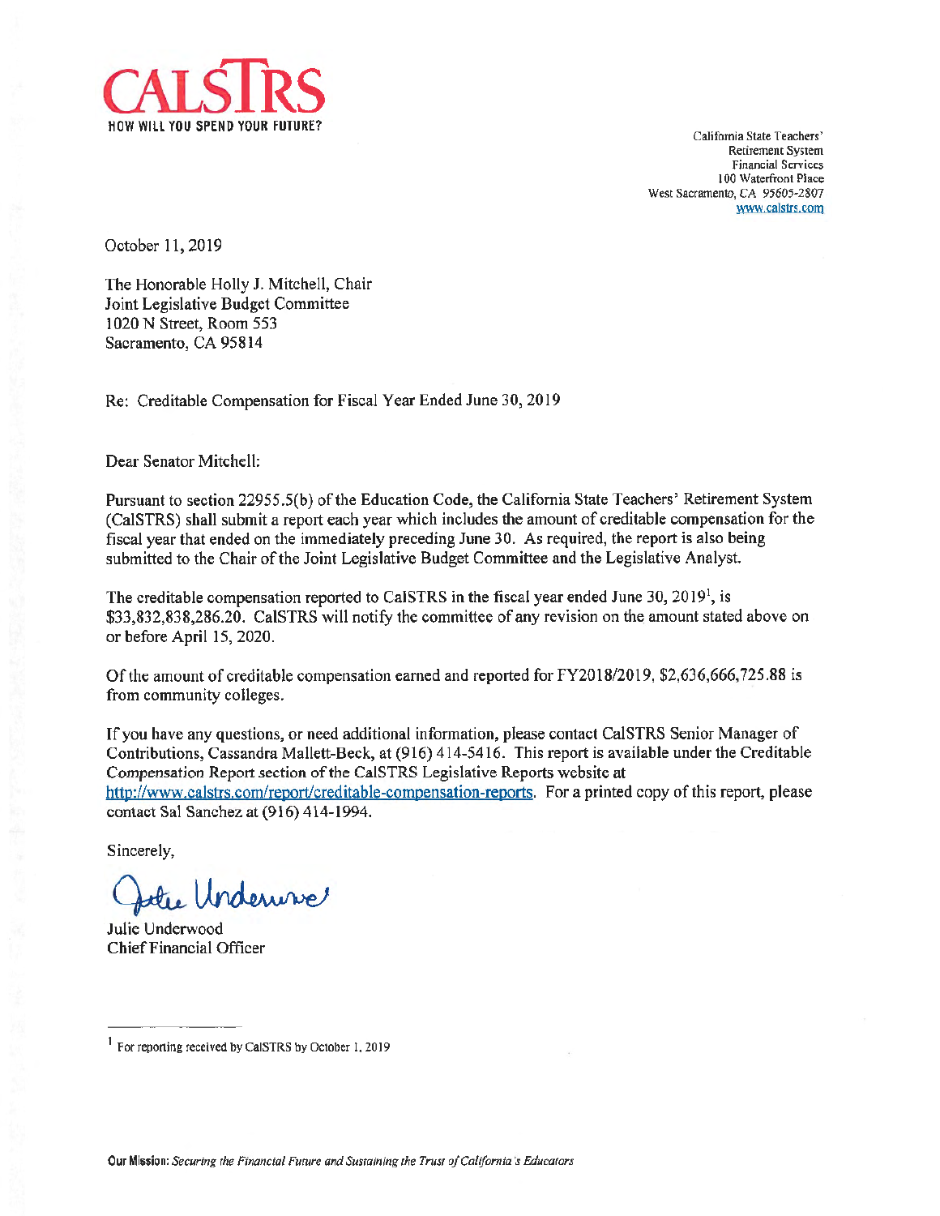CALSTRS

HOW WILL YOU SPEND YOUR FUTURE?

California State Teachers'
Retirement System
Financial Services
100 Waterfront Place
West Sacramento, CA 95605-2807
www.calstrs.com

October 11, 2019

The Honorable Holly J. Mitchell, Chair
Joint Legislative Budget Committee
1020 N Street, Room 553
Sacramento, CA 95814

Re: Creditable Compensation for Fiscal Year Ended June 30, 2019

Dear Senator Mitchell:

Pursuant to section 22955.5(b) of the Education Code, the California State Teachers' Retirement System (CalSTRS) shall submit a report each year which includes the amount of creditable compensation for the fiscal year that ended on the immediately preceding June 30. As required, the report is also being submitted to the Chair of the Joint Legislative Budget Committee and the Legislative Analyst.

The creditable compensation reported to CalSTRS in the fiscal year ended June 30, 2019[1], is $33,832,838,286.20. CalSTRS will notify the committee of any revision on the amount stated above on or before April 15, 2020.

Of the amount of creditable compensation earned and reported for FY2018/2019, $2,636,666,725.88 is from community colleges.

If you have any questions, or need additional information, please contact CalSTRS Senior Manager of Contributions, Cassandra Mallett-Beck, at (916) 414-5416. This report is available under the Creditable Compensation Report section of the CalSTRS Legislative Reports website at http://www.calstrs.com/report/creditable-compensation-reports. For a printed copy of this report, please contact Sal Sanchez at (916) 414-1994.

Sincerely,

Julie Underwood
Chief Financial Officer

[1] For reporting received by CalSTRS by October 1, 2019

**Our Mission:** *Securing the Financial Future and Sustaining the Trust of California's Educators*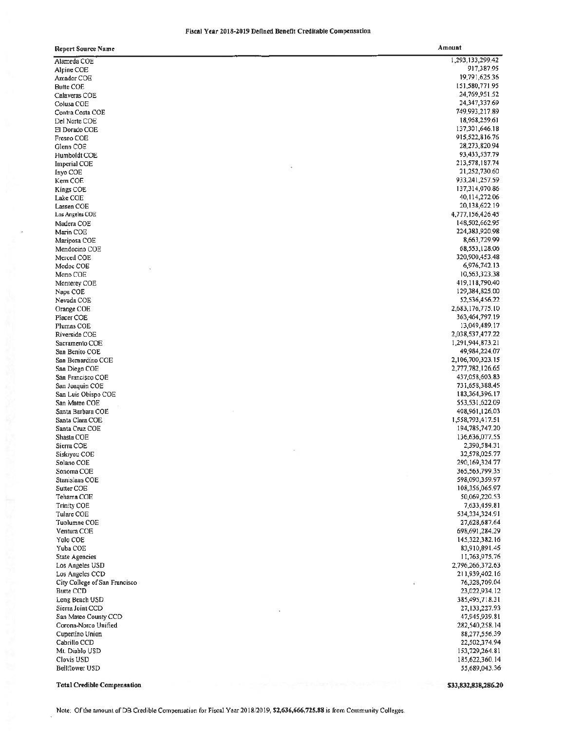**Fiscal Year 2018-2019 Defined Benefit Creditable Compensation**

| Report Source Name | Amount |
|---|---|
| Alameda COE | 1,293,133,299.42 |
| Alpine COE | 917,387.95 |
| Amador COE | 19,791,625.36 |
| Butte COE | 151,580,771.95 |
| Calaveras COE | 24,769,951.52 |
| Colusa COE | 24,347,337.69 |
| Contra Costa COE | 749,993,217.89 |
| Del Norte COE | 18,968,259.61 |
| El Dorado COE | 137,301,646.18 |
| Fresno COE | 915,522,816.76 |
| Glenn COE | 28,273,820.94 |
| Humboldt COE | 93,433,537.79 |
| Imperial COE | 213,578,187.74 |
| Inyo COE | 21,252,730.60 |
| Kern COE | 933,241,257.59 |
| Kings COE | 137,314,070.86 |
| Lake COE | 40,114,272.06 |
| Lassen COE | 20,138,622.19 |
| Los Angeles COE | 4,777,156,426.45 |
| Madera COE | 148,502,662.95 |
| Marin COE | 224,383,920.98 |
| Mariposa COE | 8,663,729.99 |
| Mendocino COE | 68,553,128.06 |
| Merced COE | 320,900,453.48 |
| Modoc COE | 6,976,742.13 |
| Mono COE | 10,563,323.38 |
| Monterey COE | 419,118,790.40 |
| Napa COE | 129,384,825.00 |
| Nevada COE | 52,536,456.22 |
| Orange COE | 2,683,176,775.10 |
| Placer COE | 363,464,797.19 |
| Plumas COE | 13,049,489.17 |
| Riverside COE | 2,038,537,477.22 |
| Sacramento COE | 1,291,944,873.21 |
| San Benito COE | 49,984,224.07 |
| San Bernardino COE | 2,106,700,323.15 |
| San Diego COE | 2,777,782,126.65 |
| San Francisco COE | 437,058,603.83 |
| San Joaquin COE | 731,658,388.45 |
| San Luis Obispo COE | 183,364,396.17 |
| San Mateo COE | 553,531,622.09 |
| Santa Barbara COE | 408,961,126.03 |
| Santa Clara COE | 1,558,793,417.51 |
| Santa Cruz COE | 194,785,747.20 |
| Shasta COE | 136,636,077.55 |
| Sierra COE | 2,390,584.31 |
| Siskiyou COE | 32,578,025.77 |
| Solano COE | 290,169,324.77 |
| Sonoma COE | 365,563,799.35 |
| Stanislaus COE | 598,090,359.97 |
| Sutter COE | 108,356,065.97 |
| Tehama COE | 50,069,220.53 |
| Trinity COE | 7,633,459.81 |
| Tulare COE | 534,334,324.91 |
| Tuolumne COE | 27,628,687.64 |
| Ventura COE | 698,691,284.29 |
| Yolo COE | 145,322,382.16 |
| Yuba COE | 83,910,891.45 |
| State Agencies | 11,763,975.76 |
| Los Angeles USD | 2,796,266,372.63 |
| Los Angeles CCD | 211,939,402.16 |
| City College of San Francisco | 76,328,709.04 |
| Butte CCD | 23,022,934.12 |
| Long Beach USD | 385,495,718.31 |
| Sierra Joint CCD | 27,133,227.93 |
| San Mateo County CCD | 47,945,939.81 |
| Corona-Norco Unified | 282,540,258.14 |
| Cupertino Union | 88,277,556.39 |
| Cabrillo CCD | 22,502,374.94 |
| Mt. Diablo USD | 153,729,264.81 |
| Clovis USD | 185,622,360.14 |
| Bellflower USD | 55,689,043.36 |
| **Total Credible Compensation** | **$33,832,838,286.20** |

Note: Of the amount of DB Credible Compensation for Fiscal Year 2018/2019, $2,636,666,725.88 is from Community Colleges.